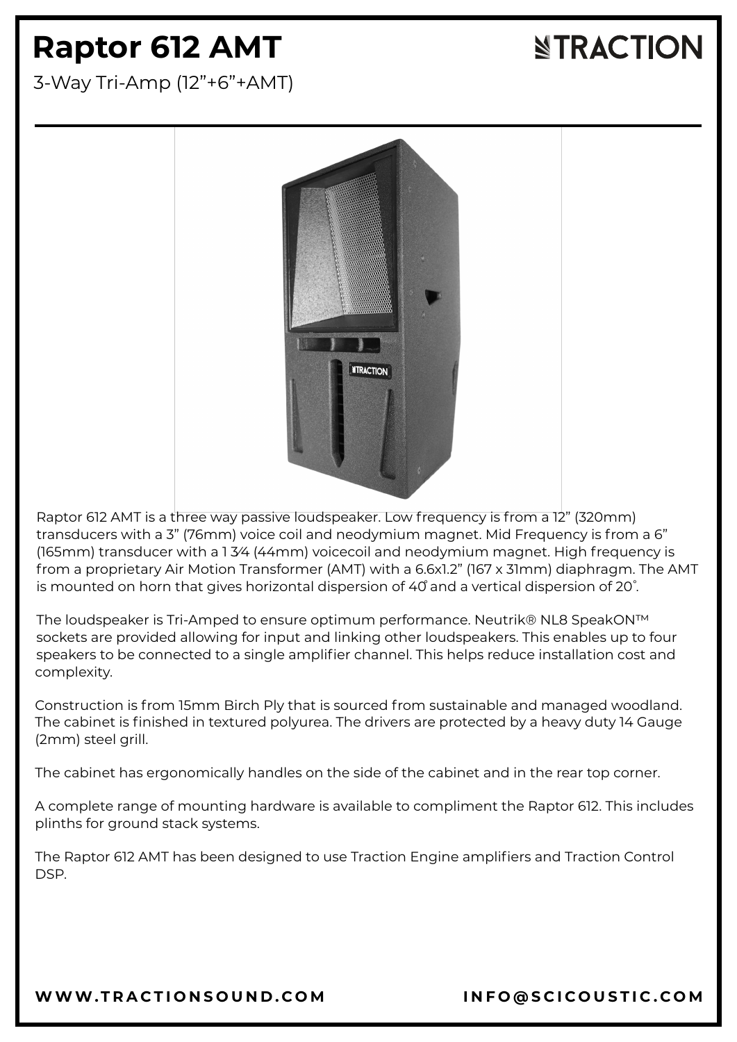# Raptor 612 AMT

3-Way Tri-Amp (12”+6”+AMT)

TRACTION

Raptor 612 AMT is a three way passive loudspeaker. Low frequency is from a 12” (320mm) transducers with a 3” (76mm) voice coil and neodymium magnet. Mid Frequency is from a 6” (165mm) transducer with a 1 3⁄4 (44mm) voicecoil and neodymium magnet. High frequency is from a proprietary Air Motion Transformer (AMT) with a 6.6x1.2” (167 x 31mm) diaphragm. The AMT is mounted on horn that gives horizontal dispersion of 40̊ and a vertical dispersion of 20˚.

The loudspeaker is Tri-Amped to ensure optimum performance. Neutrik® NL8 SpeakON™ sockets are provided allowing for input and linking other loudspeakers. This enables up to four speakers to be connected to a single amplifier channel. This helps reduce installation cost and complexity.

Construction is from 15mm Birch Ply that is sourced from sustainable and managed woodland. The cabinet is finished in textured polyurea. The drivers are protected by a heavy duty 14 Gauge (2mm) steel grill.

The cabinet has ergonomically handles on the side of the cabinet and in the rear top corner.

A complete range of mounting hardware is available to compliment the Raptor 612. This includes plinths for ground stack systems.

The Raptor 612 AMT has been designed to use Traction Engine amplifiers and Traction Control DSP.

WWW.TRACTIONSOUND.COM INFO@SCICOUSTIC.COM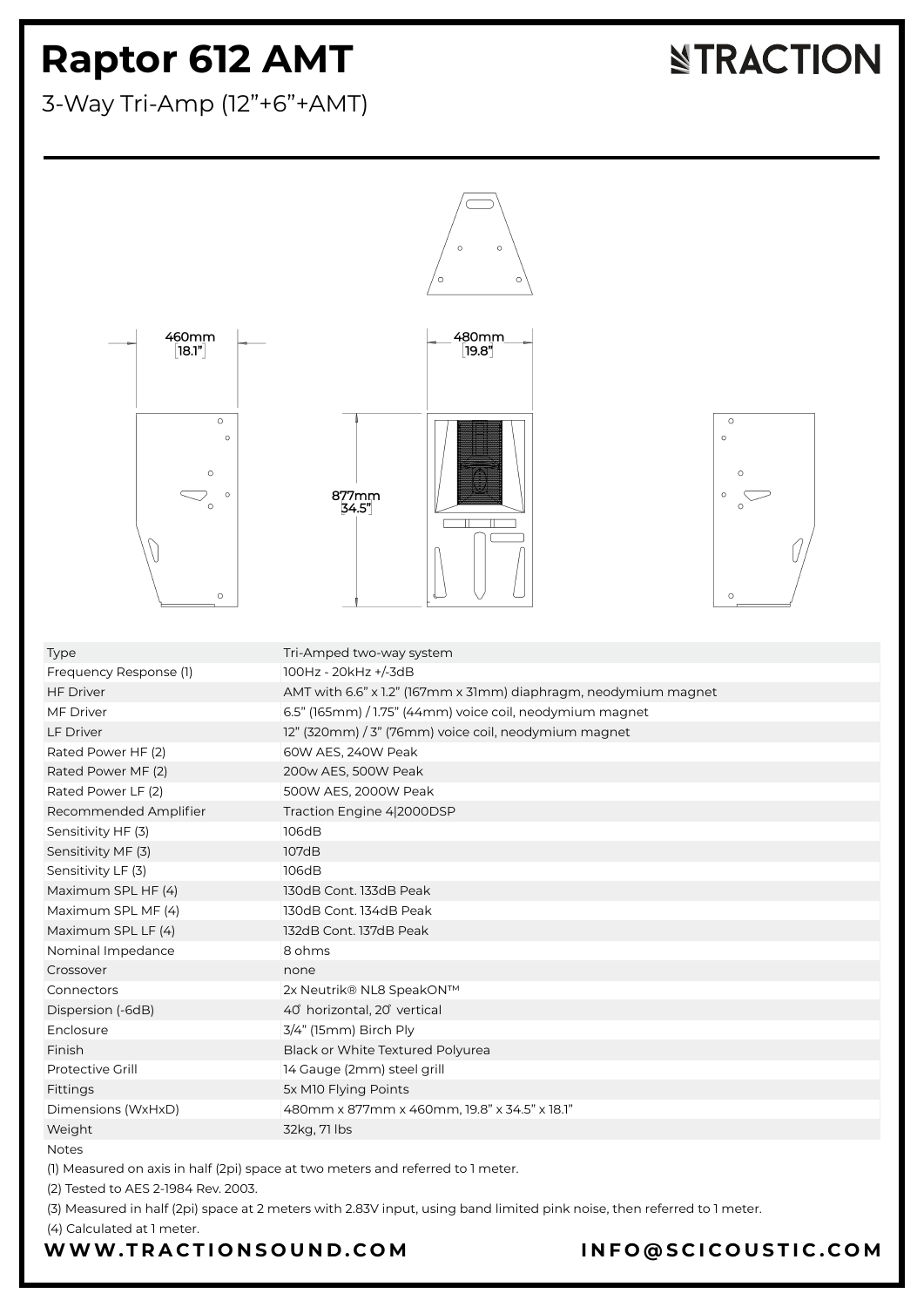# Raptor 612 AMT

3-Way Tri-Amp (12"+6"+AMT)

TRACTION

460mm
[18.1"]

480mm
[19.8"]

877mm
[34.5"]

| | |
|---|---|
| Type | Tri-Amped two-way system |
| Frequency Response (1) | 100Hz - 20kHz +/-3dB |
| HF Driver | AMT with 6.6" x 1.2" (167mm x 31mm) diaphragm, neodymium magnet |
| MF Driver | 6.5" (165mm) / 1.75" (44mm) voice coil, neodymium magnet |
| LF Driver | 12" (320mm) / 3" (76mm) voice coil, neodymium magnet |
| Rated Power HF (2) | 60W AES, 240W Peak |
| Rated Power MF (2) | 200w AES, 500W Peak |
| Rated Power LF (2) | 500W AES, 2000W Peak |
| Recommended Amplifier | Traction Engine 4\|2000DSP |
| Sensitivity HF (3) | 106dB |
| Sensitivity MF (3) | 107dB |
| Sensitivity LF (3) | 106dB |
| Maximum SPL HF (4) | 130dB Cont. 133dB Peak |
| Maximum SPL MF (4) | 130dB Cont. 134dB Peak |
| Maximum SPL LF (4) | 132dB Cont. 137dB Peak |
| Nominal Impedance | 8 ohms |
| Crossover | none |
| Connectors | 2x Neutrik® NL8 SpeakON™ |
| Dispersion (-6dB) | 40° horizontal, 20° vertical |
| Enclosure | 3/4" (15mm) Birch Ply |
| Finish | Black or White Textured Polyurea |
| Protective Grill | 14 Gauge (2mm) steel grill |
| Fittings | 5x M10 Flying Points |
| Dimensions (WxHxD) | 480mm x 877mm x 460mm, 19.8" x 34.5" x 18.1" |
| Weight | 32kg, 71 lbs |

Notes

(1) Measured on axis in half (2pi) space at two meters and referred to 1 meter.

(2) Tested to AES 2-1984 Rev. 2003.

(3) Measured in half (2pi) space at 2 meters with 2.83V input, using band limited pink noise, then referred to 1 meter.

(4) Calculated at 1 meter.

**WWW.TRACTIONSOUND.COM** **INFO@SCICOUSTIC.COM**